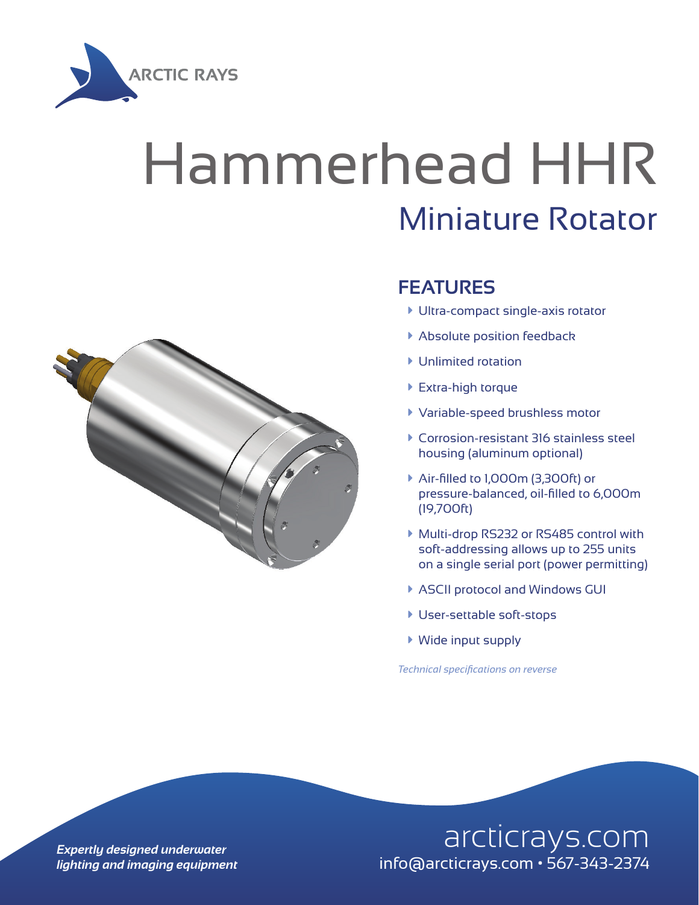ARCTIC RAYS

# Hammerhead HHR

## Miniature Rotator

## FEATURES

- Ultra-compact single-axis rotator
- Absolute position feedback
- Unlimited rotation
- Extra-high torque
- Variable-speed brushless motor
- Corrosion-resistant 316 stainless steel housing (aluminum optional)
- Air-filled to 1,000m (3,300ft) or pressure-balanced, oil-filled to 6,000m (19,700ft)
- Multi-drop RS232 or RS485 control with soft-addressing allows up to 255 units on a single serial port (power permitting)
- ASCII protocol and Windows GUI
- User-settable soft-stops
- Wide input supply

*Technical specifications on reverse*

***Expertly designed underwater lighting and imaging equipment***

arcticrays.com
info@arcticrays.com • 567-343-2374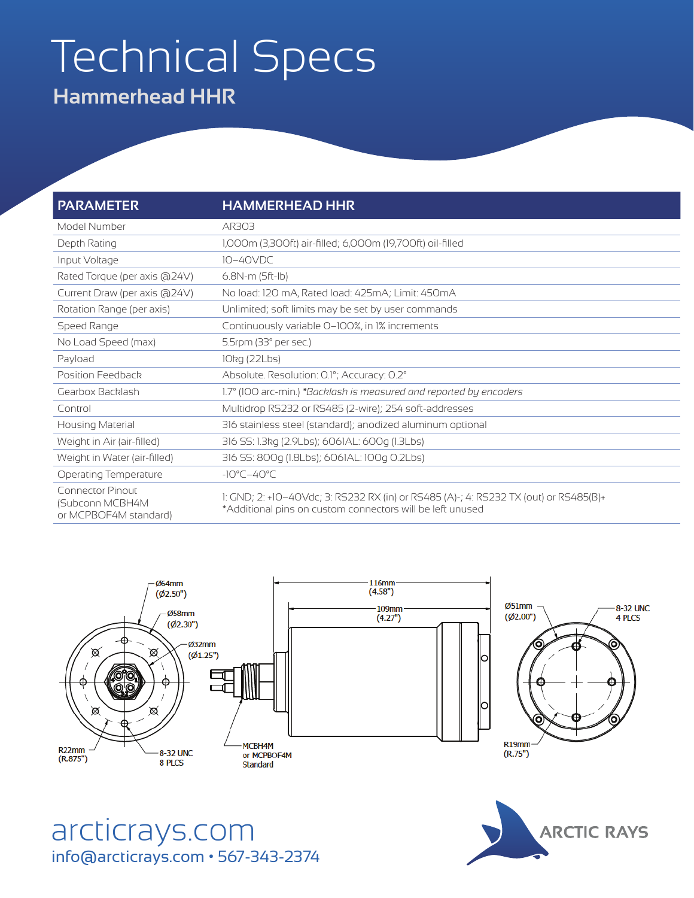# Technical Specs

## Hammerhead HHR

| PARAMETER | HAMMERHEAD HHR |
| --- | --- |
| Model Number | AR303 |
| Depth Rating | 1,000m (3,300ft) air-filled; 6,000m (19,700ft) oil-filled |
| Input Voltage | 10–40VDC |
| Rated Torque (per axis @24V) | 6.8N-m (5ft-lb) |
| Current Draw (per axis @24V) | No load: 120 mA, Rated load: 425mA; Limit: 450mA |
| Rotation Range (per axis) | Unlimited; soft limits may be set by user commands |
| Speed Range | Continuously variable 0–100%, in 1% increments |
| No Load Speed (max) | 5.5rpm (33° per sec.) |
| Payload | 10kg (22Lbs) |
| Position Feedback | Absolute. Resolution: 0.1°; Accuracy: 0.2° |
| Gearbox Backlash | 1.7° (100 arc-min.) **Backlash is measured and reported by encoders* |
| Control | Multidrop RS232 or RS485 (2-wire); 254 soft-addresses |
| Housing Material | 316 stainless steel (standard); anodized aluminum optional |
| Weight in Air (air-filled) | 316 SS: 1.3kg (2.9Lbs); 6061AL: 600g (1.3Lbs) |
| Weight in Water (air-filled) | 316 SS: 800g (1.8Lbs); 6061AL: 100g 0.2Lbs) |
| Operating Temperature | -10°C–40°C |
| Connector Pinout (Subconn MCBH4M or MCPBOF4M standard) | 1: GND; 2: +10–40Vdc; 3: RS232 RX (in) or RS485 (A)-; 4: RS232 TX (out) or RS485(B)+ *Additional pins on custom connectors will be left unused |

Ø64mm (Ø2.50")
Ø58mm (Ø2.30")
Ø32mm (Ø1.25")
R22mm (R.875")
8-32 UNC 8 PLCS
116mm (4.58")
109mm (4.27")
MCBH4M or MCPBOF4M Standard
Ø51mm (Ø2.00")
8-32 UNC 4 PLCS
R19mm (R.75")

arcticrays.com
info@arcticrays.com • 567-343-2374

ARCTIC RAYS